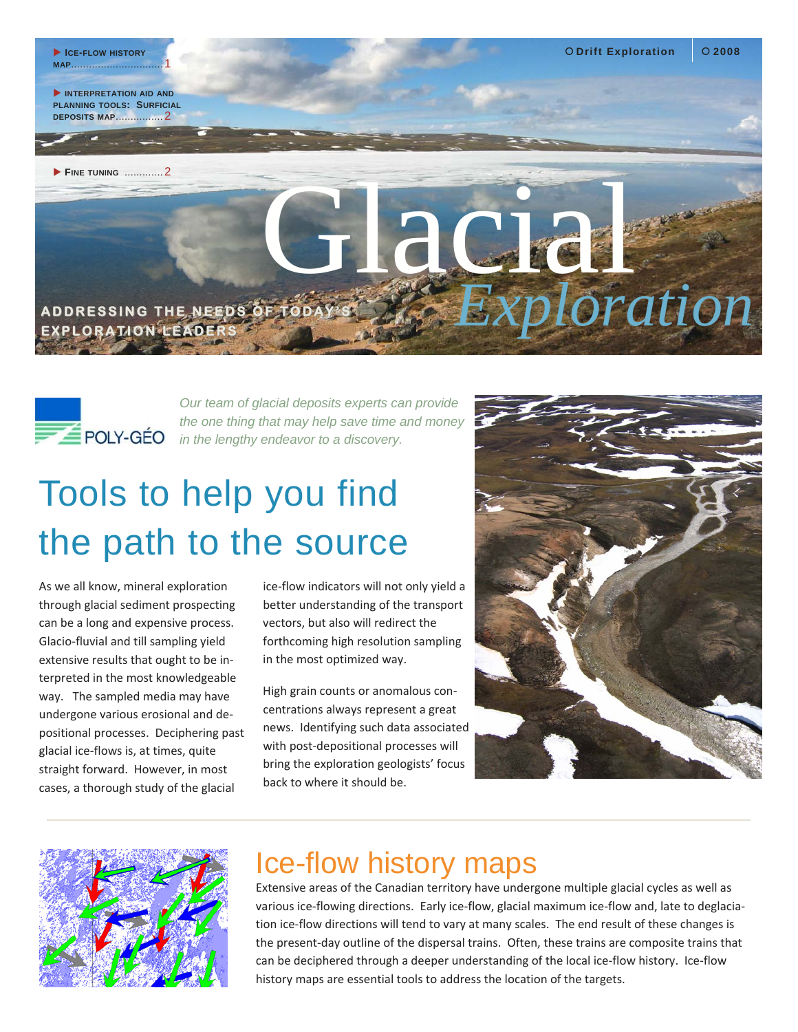- ICE-FLOW HISTORY MAP............................1
- INTERPRETATION AID AND PLANNING TOOLS: SURFICIAL DEPOSITS MAP................2
- FINE TUNING .............2

Drift Exploration | 2008

# Glacial *Exploration*

ADDRESSING THE NEEDS OF TODAY'S EXPLORATION LEADERS

POLY-GÉO

*Our team of glacial deposits experts can provide the one thing that may help save time and money in the lengthy endeavor to a discovery.*

## Tools to help you find the path to the source

As we all know, mineral exploration through glacial sediment prospecting can be a long and expensive process. Glacio-fluvial and till sampling yield extensive results that ought to be interpreted in the most knowledgeable way. The sampled media may have undergone various erosional and depositional processes. Deciphering past glacial ice-flows is, at times, quite straight forward. However, in most cases, a thorough study of the glacial ice-flow indicators will not only yield a better understanding of the transport vectors, but also will redirect the forthcoming high resolution sampling in the most optimized way.

High grain counts or anomalous concentrations always represent a great news. Identifying such data associated with post-depositional processes will bring the exploration geologists' focus back to where it should be.

## Ice-flow history maps

Extensive areas of the Canadian territory have undergone multiple glacial cycles as well as various ice-flowing directions. Early ice-flow, glacial maximum ice-flow and, late to deglaciation ice-flow directions will tend to vary at many scales. The end result of these changes is the present-day outline of the dispersal trains. Often, these trains are composite trains that can be deciphered through a deeper understanding of the local ice-flow history. Ice-flow history maps are essential tools to address the location of the targets.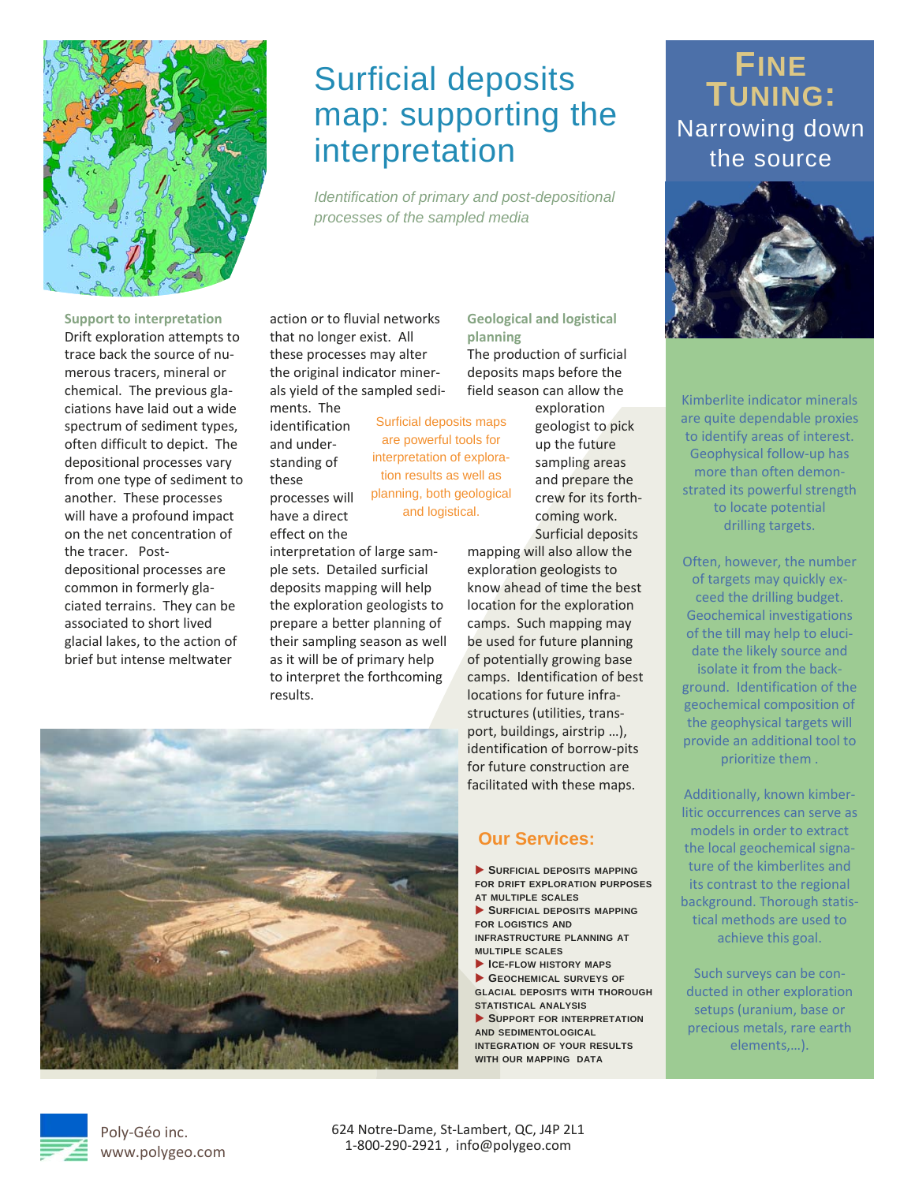# Surficial deposits map: supporting the interpretation

*Identification of primary and post-depositional processes of the sampled media*

### Support to interpretation

Drift exploration attempts to trace back the source of numerous tracers, mineral or chemical. The previous glaciations have laid out a wide spectrum of sediment types, often difficult to depict. The depositional processes vary from one type of sediment to another. These processes will have a profound impact on the net concentration of the tracer. Post-depositional processes are common in formerly glaciated terrains. They can be associated to short lived glacial lakes, to the action of brief but intense meltwater action or to fluvial networks that no longer exist. All these processes may alter the original indicator minerals yield of the sampled sediments. The identification and understanding of these processes will have a direct effect on the interpretation of large sample sets. Detailed surficial deposits mapping will help the exploration geologists to prepare a better planning of their sampling season as well as it will be of primary help to interpret the forthcoming results.

> Surficial deposits maps are powerful tools for interpretation of exploration results as well as planning, both geological and logistical.

### Geological and logistical planning

The production of surficial deposits maps before the field season can allow the exploration geologist to pick up the future sampling areas and prepare the crew for its forthcoming work. Surficial deposits mapping will also allow the exploration geologists to know ahead of time the best location for the exploration camps. Such mapping may be used for future planning of potentially growing base camps. Identification of best locations for future infrastructures (utilities, transport, buildings, airstrip …), identification of borrow-pits for future construction are facilitated with these maps.

## Our Services:

- **Surficial deposits mapping for drift exploration purposes at multiple scales**
- **Surficial deposits mapping for logistics and infrastructure planning at multiple scales**
- **Ice-flow history maps**
- **Geochemical surveys of glacial deposits with thorough statistical analysis**
- **Support for interpretation and sedimentological integration of your results with our mapping data**

## FINE TUNING:

### Narrowing down the source

Kimberlite indicator minerals are quite dependable proxies to identify areas of interest. Geophysical follow-up has more than often demonstrated its powerful strength to locate potential drilling targets.

Often, however, the number of targets may quickly exceed the drilling budget. Geochemical investigations of the till may help to elucidate the likely source and isolate it from the background. Identification of the geochemical composition of the geophysical targets will provide an additional tool to prioritize them .

Additionally, known kimberlitic occurrences can serve as models in order to extract the local geochemical signature of the kimberlites and its contrast to the regional background. Thorough statistical methods are used to achieve this goal.

Such surveys can be conducted in other exploration setups (uranium, base or precious metals, rare earth elements,…).

Poly-Géo inc.
www.polygeo.com

624 Notre-Dame, St-Lambert, QC, J4P 2L1
1-800-290-2921 , info@polygeo.com